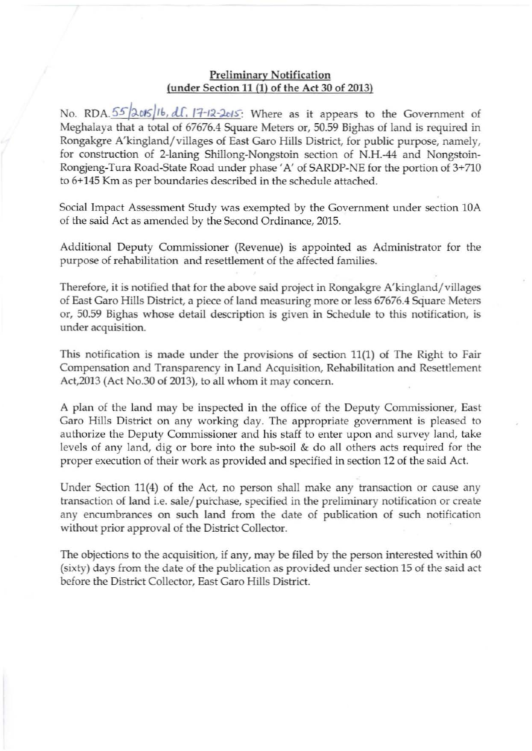**Preliminary Notification**
**(under Section 11 (1) of the Act 30 of 2013)**

No. RDA.55/2015/16, dt. 17-12-2015: Where as it appears to the Government of Meghalaya that a total of 67676.4 Square Meters or, 50.59 Bighas of land is required in Rongakgre A'kingland/villages of East Garo Hills District, for public purpose, namely, for construction of 2-laning Shillong-Nongstoin section of N.H.-44 and Nongstoin-Rongjeng-Tura Road-State Road under phase 'A' of SARDP-NE for the portion of 3+710 to 6+145 Km as per boundaries described in the schedule attached.

Social Impact Assessment Study was exempted by the Government under section 10A of the said Act as amended by the Second Ordinance, 2015.

Additional Deputy Commissioner (Revenue) is appointed as Administrator for the purpose of rehabilitation and resettlement of the affected families.

Therefore, it is notified that for the above said project in Rongakgre A'kingland/villages of East Garo Hills District, a piece of land measuring more or less 67676.4 Square Meters or, 50.59 Bighas whose detail description is given in Schedule to this notification, is under acquisition.

This notification is made under the provisions of section 11(1) of The Right to Fair Compensation and Transparency in Land Acquisition, Rehabilitation and Resettlement Act,2013 (Act No.30 of 2013), to all whom it may concern.

A plan of the land may be inspected in the office of the Deputy Commissioner, East Garo Hills District on any working day. The appropriate government is pleased to authorize the Deputy Commissioner and his staff to enter upon and survey land, take levels of any land, dig or bore into the sub-soil & do all others acts required for the proper execution of their work as provided and specified in section 12 of the said Act.

Under Section 11(4) of the Act, no person shall make any transaction or cause any transaction of land i.e. sale/purchase, specified in the preliminary notification or create any encumbrances on such land from the date of publication of such notification without prior approval of the District Collector.

The objections to the acquisition, if any, may be filed by the person interested within 60 (sixty) days from the date of the publication as provided under section 15 of the said act before the District Collector, East Garo Hills District.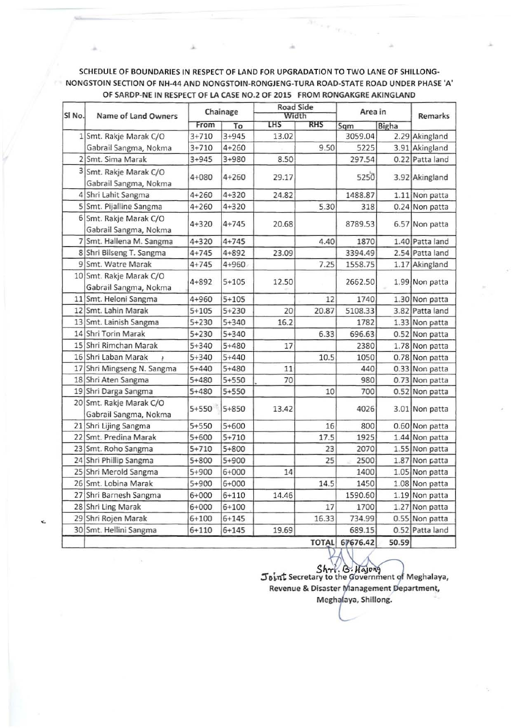SCHEDULE OF BOUNDARIES IN RESPECT OF LAND FOR UPGRADATION TO TWO LANE OF SHILLONG-NONGSTOIN SECTION OF NH-44 AND NONGSTOIN-RONGJENG-TURA ROAD-STATE ROAD UNDER PHASE 'A' OF SARDP-NE IN RESPECT OF LA CASE NO.2 OF 2015 FROM RONGAKGRE AKINGLAND

| Sl No. | Name of Land Owners | Chainage | | Road Side Width | | Area in | | Remarks |
|---|---|---|---|---|---|---|---|---|
| | | From | To | LHS | RHS | Sqm | Bigha | |
| 1 | Smt. Rakje Marak C/O Gabrail Sangma, Nokma | 3+710 | 3+945 | 13.02 | | 3059.04 | 2.29 | Akingland |
| | | 3+710 | 4+260 | | 9.50 | 5225 | 3.91 | Akingland |
| 2 | Smt. Sima Marak | 3+945 | 3+980 | 8.50 | | 297.54 | 0.22 | Patta land |
| 3 | Smt. Rakje Marak C/O Gabrail Sangma, Nokma | 4+080 | 4+260 | 29.17 | | 5250 | 3.92 | Akingland |
| 4 | Shri Lahit Sangma | 4+260 | 4+320 | 24.82 | | 1488.87 | 1.11 | Non patta |
| 5 | Smt. Pijalline Sangma | 4+260 | 4+320 | | 5.30 | 318 | 0.24 | Non patta |
| 6 | Smt. Rakje Marak C/O Gabrail Sangma, Nokma | 4+320 | 4+745 | 20.68 | | 8789.53 | 6.57 | Non patta |
| 7 | Smt. Hallena M. Sangma | 4+320 | 4+745 | | 4.40 | 1870 | 1.40 | Patta land |
| 8 | Shri Bilseng T. Sangma | 4+745 | 4+892 | 23.09 | | 3394.49 | 2.54 | Patta land |
| 9 | Smt. Watre Marak | 4+745 | 4+960 | | 7.25 | 1558.75 | 1.17 | Akingland |
| 10 | Smt. Rakje Marak C/O Gabrail Sangma, Nokma | 4+892 | 5+105 | 12.50 | | 2662.50 | 1.99 | Non patta |
| 11 | Smt. Heloni Sangma | 4+960 | 5+105 | | 12 | 1740 | 1.30 | Non patta |
| 12 | Smt. Lahin Marak | 5+105 | 5+230 | 20 | 20.87 | 5108.33 | 3.82 | Patta land |
| 13 | Smt. Lainish Sangma | 5+230 | 5+340 | 16.2 | | 1782 | 1.33 | Non patta |
| 14 | Shri Torin Marak | 5+230 | 5+340 | | 6.33 | 696.63 | 0.52 | Non patta |
| 15 | Shri Rimchan Marak | 5+340 | 5+480 | 17 | | 2380 | 1.78 | Non patta |
| 16 | Shri Laban Marak | 5+340 | 5+440 | | 10.5 | 1050 | 0.78 | Non patta |
| 17 | Shri Mingseng N. Sangma | 5+440 | 5+480 | 11 | | 440 | 0.33 | Non patta |
| 18 | Shri Aten Sangma | 5+480 | 5+550 | 70 | | 980 | 0.73 | Non patta |
| 19 | Shri Darga Sangma | 5+480 | 5+550 | | 10 | 700 | 0.52 | Non patta |
| 20 | Smt. Rakje Marak C/O Gabrail Sangma, Nokma | 5+550 | 5+850 | 13.42 | | 4026 | 3.01 | Non patta |
| 21 | Shri Lijing Sangma | 5+550 | 5+600 | | 16 | 800 | 0.60 | Non patta |
| 22 | Smt. Predina Marak | 5+600 | 5+710 | | 17.5 | 1925 | 1.44 | Non patta |
| 23 | Smt. Roho Sangma | 5+710 | 5+800 | | 23 | 2070 | 1.55 | Non patta |
| 24 | Shri Phillip Sangma | 5+800 | 5+900 | | 25 | 2500 | 1.87 | Non patta |
| 25 | Shri Merold Sangma | 5+900 | 6+000 | 14 | | 1400 | 1.05 | Non patta |
| 26 | Smt. Lobina Marak | 5+900 | 6+000 | | 14.5 | 1450 | 1.08 | Non patta |
| 27 | Shri Barnesh Sangma | 6+000 | 6+110 | 14.46 | | 1590.60 | 1.19 | Non patta |
| 28 | Shri Ling Marak | 6+000 | 6+100 | | 17 | 1700 | 1.27 | Non patta |
| 29 | Shri Rojen Marak | 6+100 | 6+145 | | 16.33 | 734.99 | 0.55 | Non patta |
| 30 | Smt. Hellini Sangma | 6+110 | 6+145 | 19.69 | | 689.15 | 0.52 | Patta land |
| | | | | | TOTAL | 67676.42 | 50.59 | |

Shri. B. Hajong
Joint Secretary to the Government of Meghalaya,
Revenue & Disaster Management Department,
Meghalaya, Shillong.